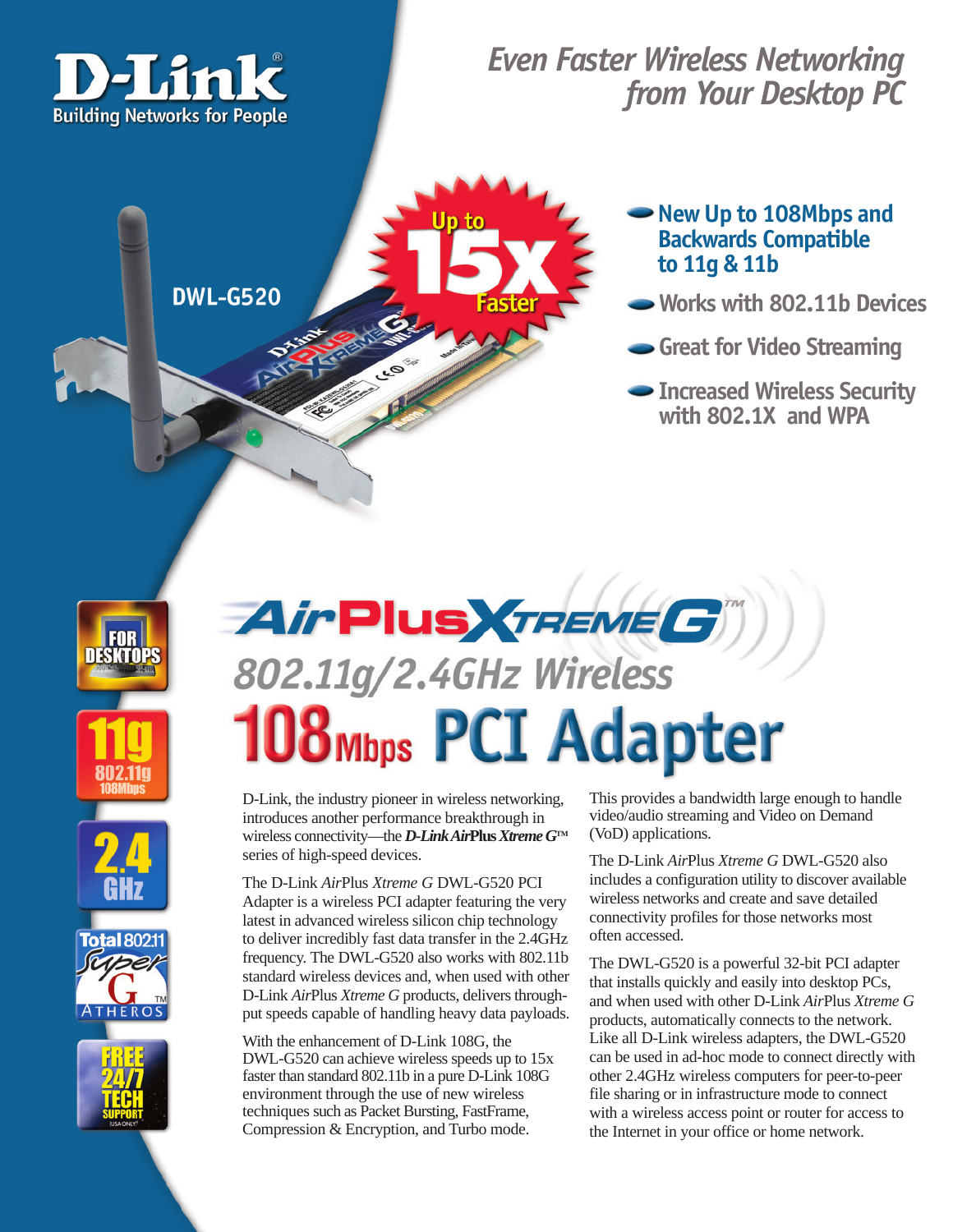# D-Link

Building Networks for People

## Even Faster Wireless Networking from Your Desktop PC

DWL-G520

Up to 15x Faster

- New Up to 108Mbps and Backwards Compatible to 11g & 11b
- Works with 802.11b Devices
- Great for Video Streaming
- Increased Wireless Security with 802.1X and WPA

FOR DESKTOPS

11g 802.11g 108Mbps

2.4 GHz

Total 802.11 Super G ATHEROS

FREE 24/7 TECH SUPPORT (USA ONLY)

# AirPlusXtremeG™

## 802.11g/2.4GHz Wireless

# 108Mbps PCI Adapter

D-Link, the industry pioneer in wireless networking, introduces another performance breakthrough in wireless connectivity—the ***D-Link AirPlus Xtreme G***™ series of high-speed devices.

The D-Link *Air*Plus *Xtreme G* DWL-G520 PCI Adapter is a wireless PCI adapter featuring the very latest in advanced wireless silicon chip technology to deliver incredibly fast data transfer in the 2.4GHz frequency. The DWL-G520 also works with 802.11b standard wireless devices and, when used with other D-Link *Air*Plus *Xtreme G* products, delivers throughput speeds capable of handling heavy data payloads.

With the enhancement of D-Link 108G, the DWL-G520 can achieve wireless speeds up to 15x faster than standard 802.11b in a pure D-Link 108G environment through the use of new wireless techniques such as Packet Bursting, FastFrame, Compression & Encryption, and Turbo mode.

This provides a bandwidth large enough to handle video/audio streaming and Video on Demand (VoD) applications.

The D-Link *Air*Plus *Xtreme G* DWL-G520 also includes a configuration utility to discover available wireless networks and create and save detailed connectivity profiles for those networks most often accessed.

The DWL-G520 is a powerful 32-bit PCI adapter that installs quickly and easily into desktop PCs, and when used with other D-Link *Air*Plus *Xtreme G* products, automatically connects to the network. Like all D-Link wireless adapters, the DWL-G520 can be used in ad-hoc mode to connect directly with other 2.4GHz wireless computers for peer-to-peer file sharing or in infrastructure mode to connect with a wireless access point or router for access to the Internet in your office or home network.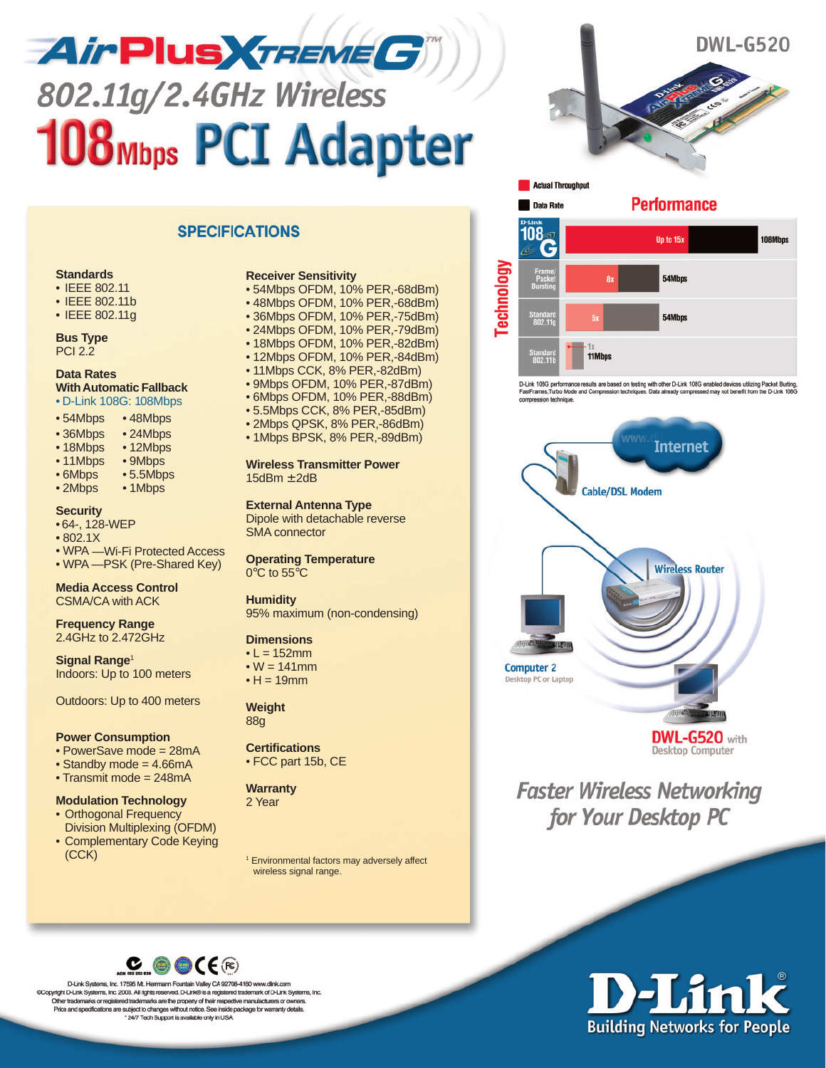# AirPlusXtremeG™

## 802.11g/2.4GHz Wireless

# 108Mbps PCI Adapter

DWL-G520

## SPECIFICATIONS

**Standards**
- IEEE 802.11
- IEEE 802.11b
- IEEE 802.11g

**Bus Type**
PCI 2.2

**Data Rates**
**With Automatic Fallback**
- D-Link 108G: 108Mbps
- 54Mbps
- 48Mbps
- 36Mbps
- 24Mbps
- 18Mbps
- 12Mbps
- 11Mbps
- 9Mbps
- 6Mbps
- 5.5Mbps
- 2Mbps
- 1Mbps

**Security**
- 64-, 128-WEP
- 802.1X
- WPA —Wi-Fi Protected Access
- WPA —PSK (Pre-Shared Key)

**Media Access Control**
CSMA/CA with ACK

**Frequency Range**
2.4GHz to 2.472GHz

**Signal Range**[1]
Indoors: Up to 100 meters

Outdoors: Up to 400 meters

**Power Consumption**
- PowerSave mode = 28mA
- Standby mode = 4.66mA
- Transmit mode = 248mA

**Modulation Technology**
- Orthogonal Frequency Division Multiplexing (OFDM)
- Complementary Code Keying (CCK)

**Receiver Sensitivity**
- 54Mbps OFDM, 10% PER,-68dBm)
- 48Mbps OFDM, 10% PER,-68dBm)
- 36Mbps OFDM, 10% PER,-75dBm)
- 24Mbps OFDM, 10% PER,-79dBm)
- 18Mbps OFDM, 10% PER,-82dBm)
- 12Mbps OFDM, 10% PER,-84dBm)
- 11Mbps CCK, 8% PER,-82dBm)
- 9Mbps OFDM, 10% PER,-87dBm)
- 6Mbps OFDM, 10% PER,-88dBm)
- 5.5Mbps CCK, 8% PER,-85dBm)
- 2Mbps QPSK, 8% PER,-86dBm)
- 1Mbps BPSK, 8% PER,-89dBm)

**Wireless Transmitter Power**
15dBm ±2dB

**External Antenna Type**
Dipole with detachable reverse SMA connector

**Operating Temperature**
0°C to 55°C

**Humidity**
95% maximum (non-condensing)

**Dimensions**
- L = 152mm
- W = 141mm
- H = 19mm

**Weight**
88g

**Certifications**
- FCC part 15b, CE

**Warranty**
2 Year

[1] Environmental factors may adversely affect wireless signal range.

## Performance

Actual Throughput
Data Rate

Technology

D-Link 108G: Up to 15x — 108Mbps
Frame/Packet Bursting: 8x — 54Mbps
Standard 802.11g: 5x — 54Mbps
Standard 802.11b: 1x — 11Mbps

D-Link 108G performance results are based on testing with other D-Link 108G enabled devices utilizing Packet Burting, FastFrames,Turbo Mode and Compression techniques. Data already compressed may not benefit from the D-Link 108G compression technique.

Internet
Cable/DSL Modem
Wireless Router
Computer 2
Desktop PC or Laptop
DWL-G520 with Desktop Computer

*Faster Wireless Networking for Your Desktop PC*

D-Link Systems, Inc. 17595 Mt. Herrmann Fountain Valley CA 92708-4160 www.dlink.com
©Copyright D-Link Systems, Inc. 2003. All rights reserved. D-Link® is a registered trademark of D-Link Systems, Inc.
Other trademarks or registered trademarks are the property of their respective manufacturers or owners.
Price and specifications are subject to changes without notice. See inside package for warranty details.
* 24/7 Tech Support is available only in USA

D-Link®
Building Networks for People